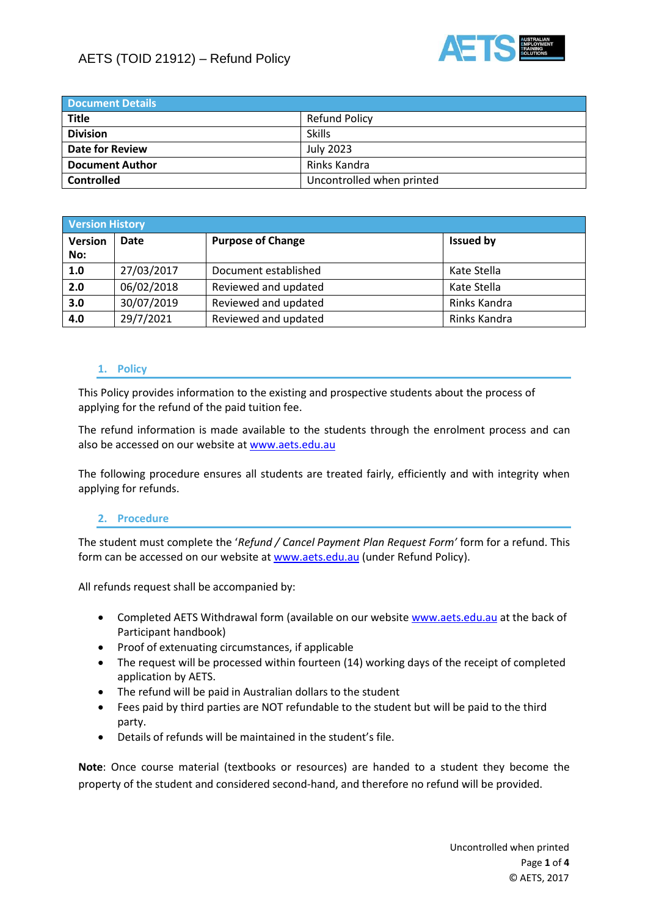# AETS (TOID 21912) – Refund Policy

| Document Details | |
|---|---|
| **Title** | Refund Policy |
| **Division** | Skills |
| **Date for Review** | July 2023 |
| **Document Author** | Rinks Kandra |
| **Controlled** | Uncontrolled when printed |

| Version History | | | |
|---|---|---|---|
| **Version No:** | **Date** | **Purpose of Change** | **Issued by** |
| **1.0** | 27/03/2017 | Document established | Kate Stella |
| **2.0** | 06/02/2018 | Reviewed and updated | Kate Stella |
| **3.0** | 30/07/2019 | Reviewed and updated | Rinks Kandra |
| **4.0** | 29/7/2021 | Reviewed and updated | Rinks Kandra |

## 1. Policy

This Policy provides information to the existing and prospective students about the process of applying for the refund of the paid tuition fee.

The refund information is made available to the students through the enrolment process and can also be accessed on our website at www.aets.edu.au

The following procedure ensures all students are treated fairly, efficiently and with integrity when applying for refunds.

## 2. Procedure

The student must complete the '*Refund / Cancel Payment Plan Request Form'* form for a refund. This form can be accessed on our website at www.aets.edu.au (under Refund Policy).

All refunds request shall be accompanied by:

- Completed AETS Withdrawal form (available on our website www.aets.edu.au at the back of Participant handbook)
- Proof of extenuating circumstances, if applicable
- The request will be processed within fourteen (14) working days of the receipt of completed application by AETS.
- The refund will be paid in Australian dollars to the student
- Fees paid by third parties are NOT refundable to the student but will be paid to the third party.
- Details of refunds will be maintained in the student's file.

**Note**: Once course material (textbooks or resources) are handed to a student they become the property of the student and considered second-hand, and therefore no refund will be provided.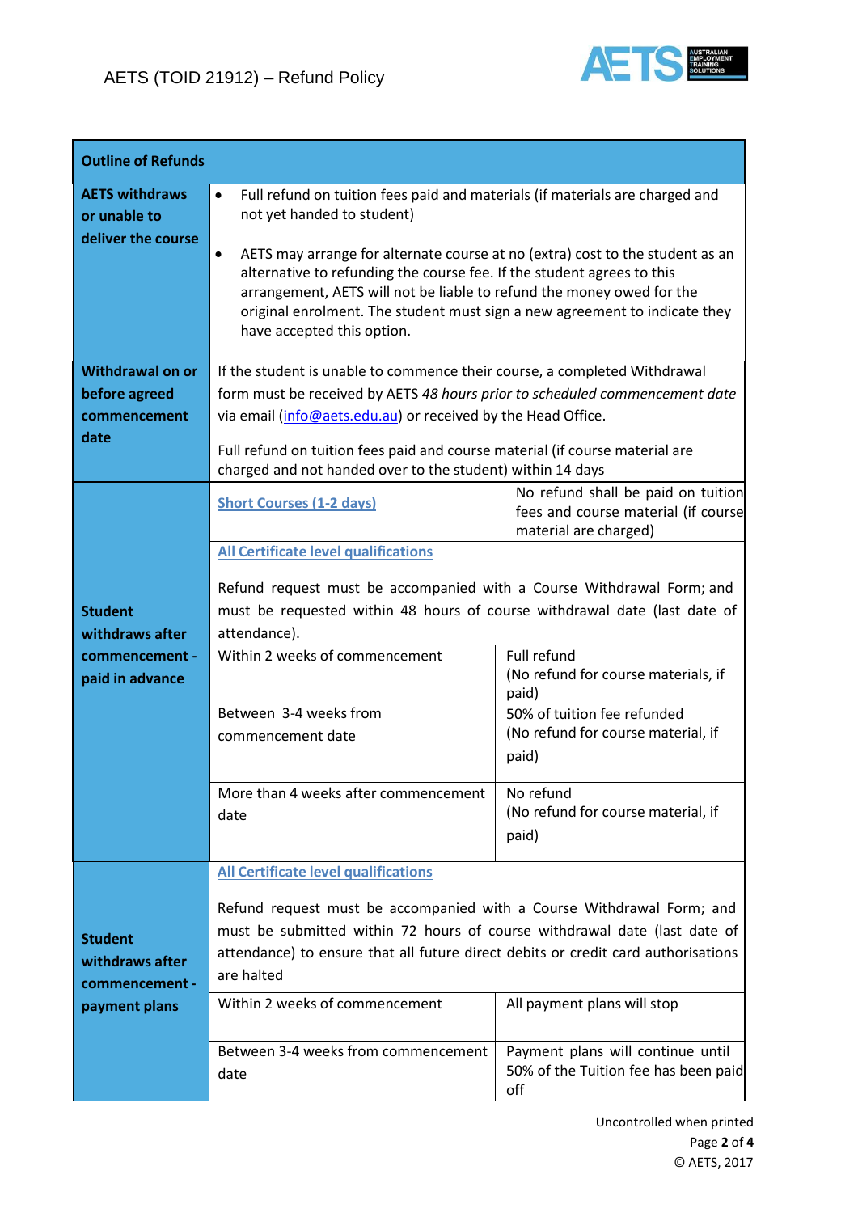| Outline of Refunds | | |
|---|---|---|
| **AETS withdraws or unable to deliver the course** | • Full refund on tuition fees paid and materials (if materials are charged and not yet handed to student)<br><br>• AETS may arrange for alternate course at no (extra) cost to the student as an alternative to refunding the course fee. If the student agrees to this arrangement, AETS will not be liable to refund the money owed for the original enrolment. The student must sign a new agreement to indicate they have accepted this option. | |
| **Withdrawal on or before agreed commencement date** | If the student is unable to commence their course, a completed Withdrawal form must be received by AETS *48 hours prior to scheduled commencement date* via email (info@aets.edu.au) or received by the Head Office.<br><br>Full refund on tuition fees paid and course material (if course material are charged and not handed over to the student) within 14 days | |
| **Student withdraws after commencement - paid in advance** | Short Courses (1-2 days) | No refund shall be paid on tuition fees and course material (if course material are charged) |
| | All Certificate level qualifications<br><br>Refund request must be accompanied with a Course Withdrawal Form; and must be requested within 48 hours of course withdrawal date (last date of attendance). | |
| | Within 2 weeks of commencement | Full refund<br>(No refund for course materials, if paid) |
| | Between 3-4 weeks from commencement date | 50% of tuition fee refunded<br>(No refund for course material, if paid) |
| | More than 4 weeks after commencement date | No refund<br>(No refund for course material, if paid) |
| **Student withdraws after commencement - payment plans** | All Certificate level qualifications<br><br>Refund request must be accompanied with a Course Withdrawal Form; and must be submitted within 72 hours of course withdrawal date (last date of attendance) to ensure that all future direct debits or credit card authorisations are halted | |
| | Within 2 weeks of commencement | All payment plans will stop |
| | Between 3-4 weeks from commencement date | Payment plans will continue until 50% of the Tuition fee has been paid off |

Uncontrolled when printed

© AETS, 2017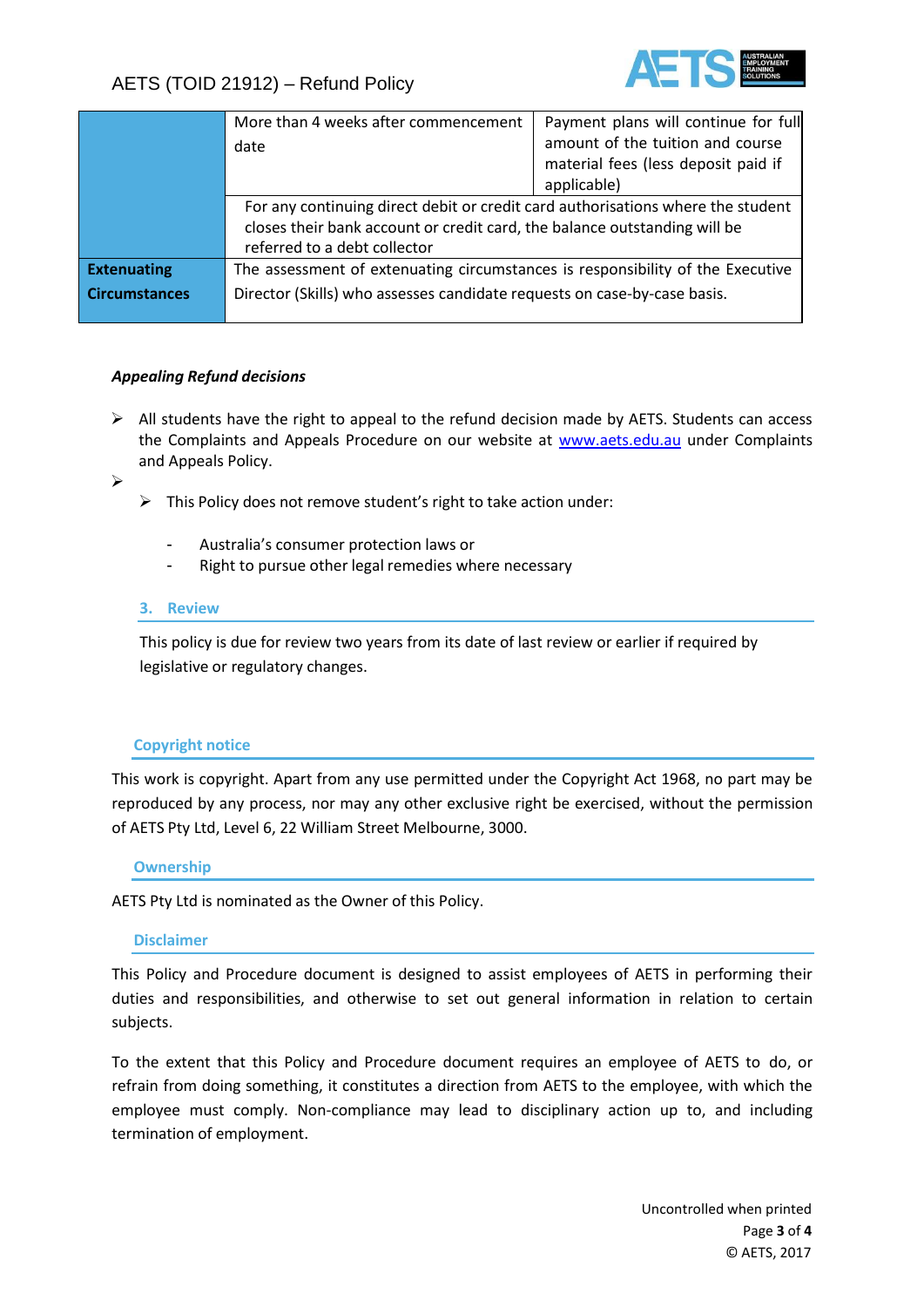| | | |
|---|---|---|
| | More than 4 weeks after commencement date | Payment plans will continue for full amount of the tuition and course material fees (less deposit paid if applicable) |
| | For any continuing direct debit or credit card authorisations where the student closes their bank account or credit card, the balance outstanding will be referred to a debt collector | |
| **Extenuating Circumstances** | The assessment of extenuating circumstances is responsibility of the Executive Director (Skills) who assesses candidate requests on case-by-case basis. | |

***Appealing Refund decisions***

- All students have the right to appeal to the refund decision made by AETS. Students can access the Complaints and Appeals Procedure on our website at www.aets.edu.au under Complaints and Appeals Policy.
-
  - This Policy does not remove student's right to take action under:
    - Australia's consumer protection laws or
    - Right to pursue other legal remedies where necessary

## 3. Review

This policy is due for review two years from its date of last review or earlier if required by legislative or regulatory changes.

## Copyright notice

This work is copyright. Apart from any use permitted under the Copyright Act 1968, no part may be reproduced by any process, nor may any other exclusive right be exercised, without the permission of AETS Pty Ltd, Level 6, 22 William Street Melbourne, 3000.

## Ownership

AETS Pty Ltd is nominated as the Owner of this Policy.

## Disclaimer

This Policy and Procedure document is designed to assist employees of AETS in performing their duties and responsibilities, and otherwise to set out general information in relation to certain subjects.

To the extent that this Policy and Procedure document requires an employee of AETS to do, or refrain from doing something, it constitutes a direction from AETS to the employee, with which the employee must comply. Non-compliance may lead to disciplinary action up to, and including termination of employment.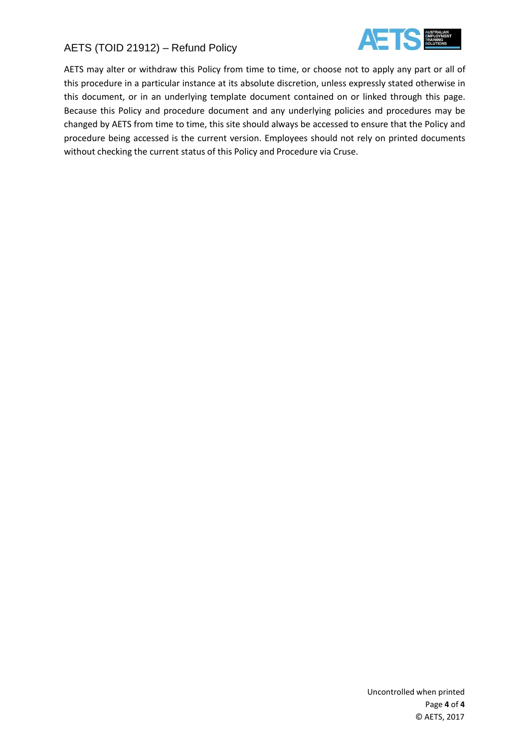AETS may alter or withdraw this Policy from time to time, or choose not to apply any part or all of this procedure in a particular instance at its absolute discretion, unless expressly stated otherwise in this document, or in an underlying template document contained on or linked through this page. Because this Policy and procedure document and any underlying policies and procedures may be changed by AETS from time to time, this site should always be accessed to ensure that the Policy and procedure being accessed is the current version. Employees should not rely on printed documents without checking the current status of this Policy and Procedure via Cruse.